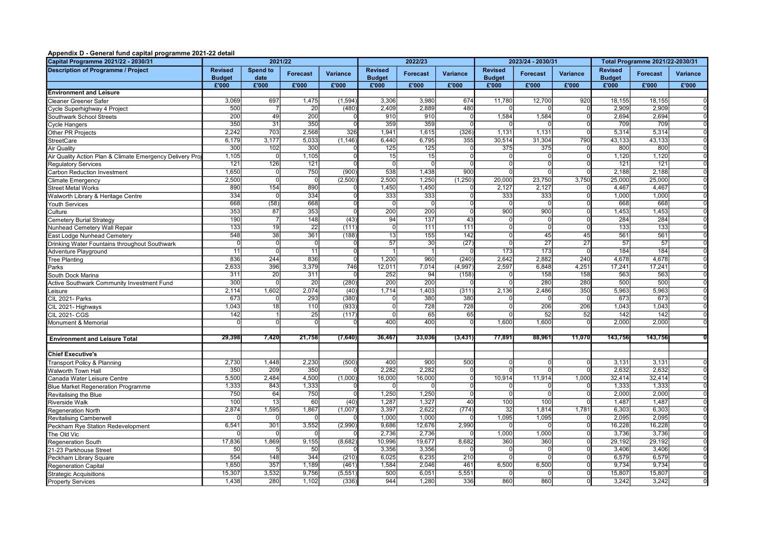**Appendix D - General fund capital programme 2021-22 detail**

| Capital Programme 2021/22 - 2030/31 | 2021/22 | | | | 2022/23 | | | 2023/24 - 2030/31 | | | Total Programme 2021/22-2030/31 | | |
|---|---|---|---|---|---|---|---|---|---|---|---|---|---|
| Description of Programme / Project | Revised Budget | Spend to date | Forecast | Variance | Revised Budget | Forecast | Variance | Revised Budget | Forecast | Variance | Revised Budget | Forecast | Variance |
| | £'000 | £'000 | £'000 | £'000 | £'000 | £'000 | £'000 | £'000 | £'000 | £'000 | £'000 | £'000 | £'000 |
| **Environment and Leisure** | | | | | | | | | | | | | |
| Cleaner Greener Safer | 3,069 | 697 | 1,475 | (1,594) | 3,306 | 3,980 | 674 | 11,780 | 12,700 | 920 | 18,155 | 18,155 | 0 |
| Cycle Superhighway 4 Project | 500 | 7 | 20 | (480) | 2,409 | 2,889 | 480 | 0 | 0 | 0 | 2,909 | 2,909 | 0 |
| Southwark School Streets | 200 | 49 | 200 | 0 | 910 | 910 | 0 | 1,584 | 1,584 | 0 | 2,694 | 2,694 | 0 |
| Cycle Hangers | 350 | 31 | 350 | 0 | 359 | 359 | 0 | 0 | 0 | 0 | 709 | 709 | 0 |
| Other PR Projects | 2,242 | 703 | 2,568 | 326 | 1,941 | 1,615 | (326) | 1,131 | 1,131 | 0 | 5,314 | 5,314 | 0 |
| StreetCare | 6,179 | 3,177 | 5,033 | (1,146) | 6,440 | 6,795 | 355 | 30,514 | 31,304 | 790 | 43,133 | 43,133 | 0 |
| Air Quality | 300 | 102 | 300 | 0 | 125 | 125 | 0 | 375 | 375 | 0 | 800 | 800 | 0 |
| Air Quality Action Plan & Climate Emergency Delivery Proj | 1,105 | 0 | 1,105 | 0 | 15 | 15 | 0 | 0 | 0 | 0 | 1,120 | 1,120 | 0 |
| Regulatory Services | 121 | 126 | 121 | 0 | 0 | 0 | 0 | 0 | 0 | 0 | 121 | 121 | 0 |
| Carbon Reduction Investment | 1,650 | 0 | 750 | (900) | 538 | 1,438 | 900 | 0 | 0 | 0 | 2,188 | 2,188 | 0 |
| Climate Emergency | 2,500 | 0 | 0 | (2,500) | 2,500 | 1,250 | (1,250) | 20,000 | 23,750 | 3,750 | 25,000 | 25,000 | 0 |
| Street Metal Works | 890 | 154 | 890 | 0 | 1,450 | 1,450 | 0 | 2,127 | 2,127 | 0 | 4,467 | 4,467 | 0 |
| Walworth Library & Heritage Centre | 334 | 0 | 334 | 0 | 333 | 333 | 0 | 333 | 333 | 0 | 1,000 | 1,000 | 0 |
| Youth Services | 668 | (58) | 668 | 0 | 0 | 0 | 0 | 0 | 0 | 0 | 668 | 668 | 0 |
| Culture | 353 | 87 | 353 | 0 | 200 | 200 | 0 | 900 | 900 | 0 | 1,453 | 1,453 | 0 |
| Cemetery Burial Strategy | 190 | 7 | 148 | (43) | 94 | 137 | 43 | 0 | 0 | 0 | 284 | 284 | 0 |
| Nunhead Cemetery Wall Repair | 133 | 19 | 22 | (111) | 0 | 111 | 111 | 0 | 0 | 0 | 133 | 133 | 0 |
| East Lodge Nunhead Cemetery | 548 | 38 | 361 | (188) | 13 | 155 | 142 | 0 | 45 | 45 | 561 | 561 | 0 |
| Drinking Water Fountains throughout Southwark | 0 | 0 | 0 | 0 | 57 | 30 | (27) | 0 | 27 | 27 | 57 | 57 | 0 |
| Adventure Playground | 11 | 0 | 11 | 0 | 1 | 1 | 0 | 173 | 173 | 0 | 184 | 184 | 0 |
| Tree Planting | 836 | 244 | 836 | 0 | 1,200 | 960 | (240) | 2,642 | 2,882 | 240 | 4,678 | 4,678 | 0 |
| Parks | 2,633 | 396 | 3,379 | 746 | 12,011 | 7,014 | (4,997) | 2,597 | 6,848 | 4,251 | 17,241 | 17,241 | 0 |
| South Dock Marina | 311 | 20 | 311 | 0 | 252 | 94 | (158) | 0 | 158 | 158 | 563 | 563 | 0 |
| Active Southwark Community Investment Fund | 300 | 0 | 20 | (280) | 200 | 200 | 0 | 0 | 280 | 280 | 500 | 500 | 0 |
| Leisure | 2,114 | 1,602 | 2,074 | (40) | 1,714 | 1,403 | (311) | 2,136 | 2,486 | 350 | 5,963 | 5,963 | 0 |
| CIL 2021- Parks | 673 | 0 | 293 | (380) | 0 | 380 | 380 | 0 | 0 | 0 | 673 | 673 | 0 |
| CIL 2021- Highways | 1,043 | 18 | 110 | (933) | 0 | 728 | 728 | 0 | 206 | 206 | 1,043 | 1,043 | 0 |
| CIL 2021- CGS | 142 | 1 | 25 | (117) | 0 | 65 | 65 | 0 | 52 | 52 | 142 | 142 | 0 |
| Monument & Memorial | 0 | 0 | 0 | 0 | 400 | 400 | 0 | 1,600 | 1,600 | 0 | 2,000 | 2,000 | 0 |
| | | | | | | | | | | | | | |
| **Environment and Leisure Total** | **29,398** | **7,420** | **21,758** | **(7,640)** | **36,467** | **33,036** | **(3,431)** | **77,891** | **88,961** | **11,070** | **143,756** | **143,756** | **0** |
| | | | | | | | | | | | | | |
| **Chief Executive's** | | | | | | | | | | | | | |
| Transport Policy & Planning | 2,730 | 1,448 | 2,230 | (500) | 400 | 900 | 500 | 0 | 0 | 0 | 3,131 | 3,131 | 0 |
| Walworth Town Hall | 350 | 209 | 350 | 0 | 2,282 | 2,282 | 0 | 0 | 0 | 0 | 2,632 | 2,632 | 0 |
| Canada Water Leisure Centre | 5,500 | 2,484 | 4,500 | (1,000) | 16,000 | 16,000 | 0 | 10,914 | 11,914 | 1,000 | 32,414 | 32,414 | 0 |
| Blue Market Regeneration Programme | 1,333 | 843 | 1,333 | 0 | 0 | 0 | 0 | 0 | 0 | 0 | 1,333 | 1,333 | 0 |
| Revitalising the Blue | 750 | 64 | 750 | 0 | 1,250 | 1,250 | 0 | 0 | 0 | 0 | 2,000 | 2,000 | 0 |
| Riverside Walk | 100 | 13 | 60 | (40) | 1,287 | 1,327 | 40 | 100 | 100 | 0 | 1,487 | 1,487 | 0 |
| Regeneration North | 2,874 | 1,595 | 1,867 | (1,007) | 3,397 | 2,622 | (774) | 32 | 1,814 | 1,781 | 6,303 | 6,303 | 0 |
| Revitalising Camberwell | 0 | 0 | 0 | 0 | 1,000 | 1,000 | 0 | 1,095 | 1,095 | 0 | 2,095 | 2,095 | 0 |
| Peckham Rye Station Redevelopment | 6,541 | 301 | 3,552 | (2,990) | 9,686 | 12,676 | 2,990 | 0 | 0 | 0 | 16,228 | 16,228 | 0 |
| The Old Vic | 0 | 0 | 0 | 0 | 2,736 | 2,736 | 0 | 1,000 | 1,000 | 0 | 3,736 | 3,736 | 0 |
| Regeneration South | 17,836 | 1,869 | 9,155 | (8,682) | 10,996 | 19,677 | 8,682 | 360 | 360 | 0 | 29,192 | 29,192 | 0 |
| 21-23 Parkhouse Street | 50 | 5 | 50 | 0 | 3,356 | 3,356 | 0 | 0 | 0 | 0 | 3,406 | 3,406 | 0 |
| Peckham Library Square | 554 | 148 | 344 | (210) | 6,025 | 6,235 | 210 | 0 | 0 | 0 | 6,579 | 6,579 | 0 |
| Regeneration Capital | 1,650 | 357 | 1,189 | (461) | 1,584 | 2,046 | 461 | 6,500 | 6,500 | 0 | 9,734 | 9,734 | 0 |
| Strategic Acquisitions | 15,307 | 3,532 | 9,756 | (5,551) | 500 | 6,051 | 5,551 | 0 | 0 | 0 | 15,807 | 15,807 | 0 |
| Property Services | 1,438 | 280 | 1,102 | (336) | 944 | 1,280 | 336 | 860 | 860 | 0 | 3,242 | 3,242 | 0 |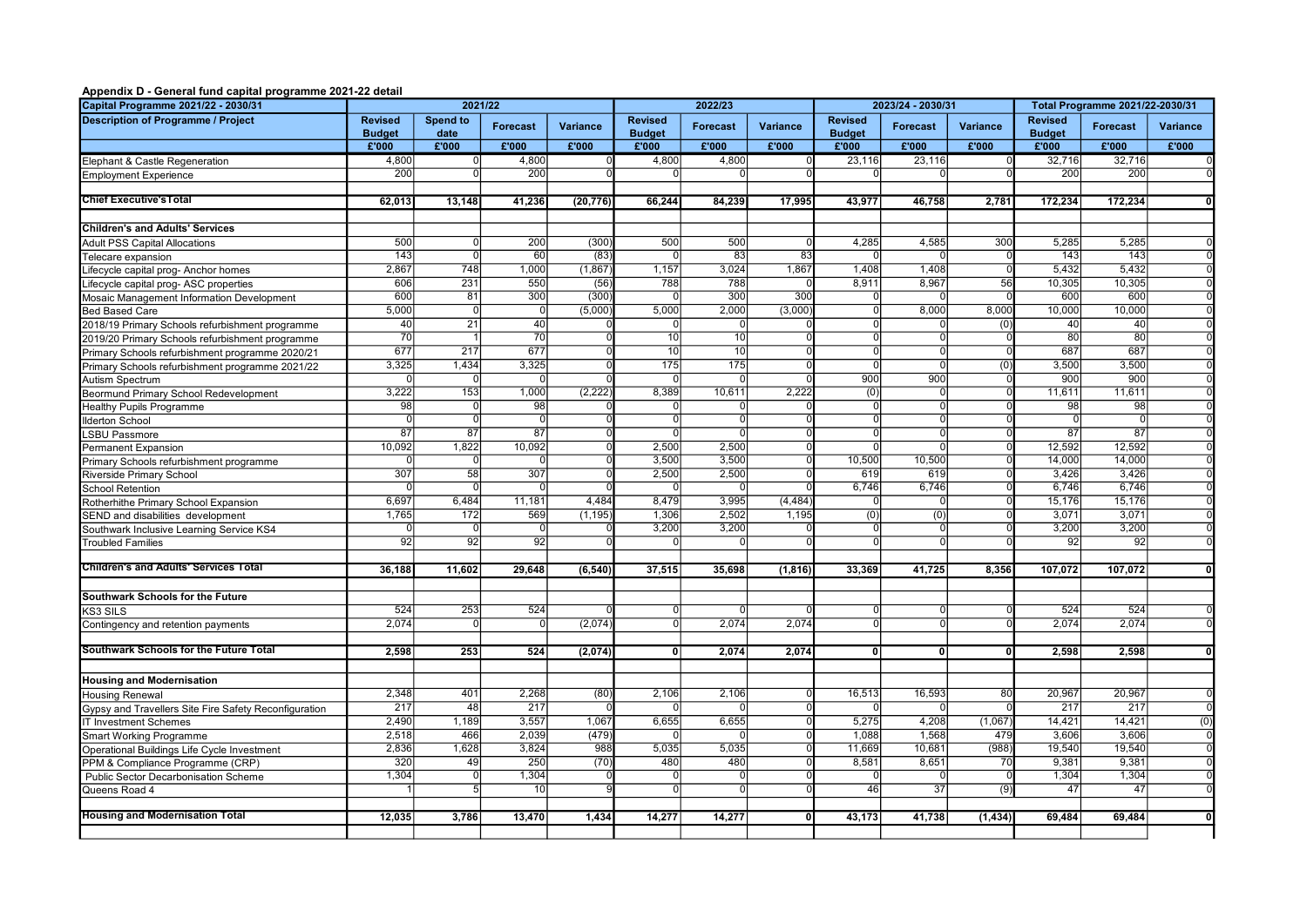**Appendix D - General fund capital programme 2021-22 detail**

| Capital Programme 2021/22 - 2030/31 | 2021/22 | | | | 2022/23 | | | 2023/24 - 2030/31 | | | Total Programme 2021/22-2030/31 | | |
|---|---|---|---|---|---|---|---|---|---|---|---|---|---|
| **Description of Programme / Project** | **Revised Budget** | **Spend to date** | **Forecast** | **Variance** | **Revised Budget** | **Forecast** | **Variance** | **Revised Budget** | **Forecast** | **Variance** | **Revised Budget** | **Forecast** | **Variance** |
| | **£'000** | **£'000** | **£'000** | **£'000** | **£'000** | **£'000** | **£'000** | **£'000** | **£'000** | **£'000** | **£'000** | **£'000** | **£'000** |
| Elephant & Castle Regeneration | 4,800 | 0 | 4,800 | 0 | 4,800 | 4,800 | 0 | 23,116 | 23,116 | 0 | 32,716 | 32,716 | 0 |
| Employment Experience | 200 | 0 | 200 | 0 | 0 | 0 | 0 | 0 | 0 | 0 | 200 | 200 | 0 |
| | | | | | | | | | | | | | |
| **Chief Executive's Total** | **62,013** | **13,148** | **41,236** | **(20,776)** | **66,244** | **84,239** | **17,995** | **43,977** | **46,758** | **2,781** | **172,234** | **172,234** | **0** |
| | | | | | | | | | | | | | |
| **Children's and Adults' Services** | | | | | | | | | | | | | |
| Adult PSS Capital Allocations | 500 | 0 | 200 | (300) | 500 | 500 | 0 | 4,285 | 4,585 | 300 | 5,285 | 5,285 | 0 |
| Telecare expansion | 143 | 0 | 60 | (83) | 0 | 83 | 83 | 0 | 0 | 0 | 143 | 143 | 0 |
| Lifecycle capital prog- Anchor homes | 2,867 | 748 | 1,000 | (1,867) | 1,157 | 3,024 | 1,867 | 1,408 | 1,408 | 0 | 5,432 | 5,432 | 0 |
| Lifecycle capital prog- ASC properties | 606 | 231 | 550 | (56) | 788 | 788 | 0 | 8,911 | 8,967 | 56 | 10,305 | 10,305 | 0 |
| Mosaic Management Information Development | 600 | 81 | 300 | (300) | 0 | 300 | 300 | 0 | 0 | 0 | 600 | 600 | 0 |
| Bed Based Care | 5,000 | 0 | 0 | (5,000) | 5,000 | 2,000 | (3,000) | 0 | 8,000 | 8,000 | 10,000 | 10,000 | 0 |
| 2018/19 Primary Schools refurbishment programme | 40 | 21 | 40 | 0 | 0 | 0 | 0 | 0 | 0 | (0) | 40 | 40 | 0 |
| 2019/20 Primary Schools refurbishment programme | 70 | 1 | 70 | 0 | 10 | 10 | 0 | 0 | 0 | 0 | 80 | 80 | 0 |
| Primary Schools refurbishment programme 2020/21 | 677 | 217 | 677 | 0 | 10 | 10 | 0 | 0 | 0 | 0 | 687 | 687 | 0 |
| Primary Schools refurbishment programme 2021/22 | 3,325 | 1,434 | 3,325 | 0 | 175 | 175 | 0 | 0 | 0 | (0) | 3,500 | 3,500 | 0 |
| Autism Spectrum | 0 | 0 | 0 | 0 | 0 | 0 | 0 | 900 | 900 | 0 | 900 | 900 | 0 |
| Beormund Primary School Redevelopment | 3,222 | 153 | 1,000 | (2,222) | 8,389 | 10,611 | 2,222 | (0) | 0 | 0 | 11,611 | 11,611 | 0 |
| Healthy Pupils Programme | 98 | 0 | 98 | 0 | 0 | 0 | 0 | 0 | 0 | 0 | 98 | 98 | 0 |
| Ilderton School | 0 | 0 | 0 | 0 | 0 | 0 | 0 | 0 | 0 | 0 | 0 | 0 | 0 |
| LSBU Passmore | 87 | 87 | 87 | 0 | 0 | 0 | 0 | 0 | 0 | 0 | 87 | 87 | 0 |
| Permanent Expansion | 10,092 | 1,822 | 10,092 | 0 | 2,500 | 2,500 | 0 | 0 | 0 | 0 | 12,592 | 12,592 | 0 |
| Primary Schools refurbishment programme | 0 | 0 | 0 | 0 | 3,500 | 3,500 | 0 | 10,500 | 10,500 | 0 | 14,000 | 14,000 | 0 |
| Riverside Primary School | 307 | 58 | 307 | 0 | 2,500 | 2,500 | 0 | 619 | 619 | 0 | 3,426 | 3,426 | 0 |
| School Retention | 0 | 0 | 0 | 0 | 0 | 0 | 0 | 6,746 | 6,746 | 0 | 6,746 | 6,746 | 0 |
| Rotherhithe Primary School Expansion | 6,697 | 6,484 | 11,181 | 4,484 | 8,479 | 3,995 | (4,484) | 0 | 0 | 0 | 15,176 | 15,176 | 0 |
| SEND and disabilities development | 1,765 | 172 | 569 | (1,195) | 1,306 | 2,502 | 1,195 | (0) | (0) | 0 | 3,071 | 3,071 | 0 |
| Southwark Inclusive Learning Service KS4 | 0 | 0 | 0 | 0 | 3,200 | 3,200 | 0 | 0 | 0 | 0 | 3,200 | 3,200 | 0 |
| Troubled Families | 92 | 92 | 92 | 0 | 0 | 0 | 0 | 0 | 0 | 0 | 92 | 92 | 0 |
| | | | | | | | | | | | | | |
| **Children's and Adults' Services Total** | **36,188** | **11,602** | **29,648** | **(6,540)** | **37,515** | **35,698** | **(1,816)** | **33,369** | **41,725** | **8,356** | **107,072** | **107,072** | **0** |
| | | | | | | | | | | | | | |
| **Southwark Schools for the Future** | | | | | | | | | | | | | |
| KS3 SILS | 524 | 253 | 524 | 0 | 0 | 0 | 0 | 0 | 0 | 0 | 524 | 524 | 0 |
| Contingency and retention payments | 2,074 | 0 | 0 | (2,074) | 0 | 2,074 | 2,074 | 0 | 0 | 0 | 2,074 | 2,074 | 0 |
| | | | | | | | | | | | | | |
| **Southwark Schools for the Future Total** | **2,598** | **253** | **524** | **(2,074)** | **0** | **2,074** | **2,074** | **0** | **0** | **0** | **2,598** | **2,598** | **0** |
| | | | | | | | | | | | | | |
| **Housing and Modernisation** | | | | | | | | | | | | | |
| Housing Renewal | 2,348 | 401 | 2,268 | (80) | 2,106 | 2,106 | 0 | 16,513 | 16,593 | 80 | 20,967 | 20,967 | 0 |
| Gypsy and Travellers Site Fire Safety Reconfiguration | 217 | 48 | 217 | 0 | 0 | 0 | 0 | 0 | 0 | 0 | 217 | 217 | 0 |
| IT Investment Schemes | 2,490 | 1,189 | 3,557 | 1,067 | 6,655 | 6,655 | 0 | 5,275 | 4,208 | (1,067) | 14,421 | 14,421 | (0) |
| Smart Working Programme | 2,518 | 466 | 2,039 | (479) | 0 | 0 | 0 | 1,088 | 1,568 | 479 | 3,606 | 3,606 | 0 |
| Operational Buildings Life Cycle Investment | 2,836 | 1,628 | 3,824 | 988 | 5,035 | 5,035 | 0 | 11,669 | 10,681 | (988) | 19,540 | 19,540 | 0 |
| PPM & Compliance Programme (CRP) | 320 | 49 | 250 | (70) | 480 | 480 | 0 | 8,581 | 8,651 | 70 | 9,381 | 9,381 | 0 |
| Public Sector Decarbonisation Scheme | 1,304 | 0 | 1,304 | 0 | 0 | 0 | 0 | 0 | 0 | 0 | 1,304 | 1,304 | 0 |
| Queens Road 4 | 1 | 5 | 10 | 9 | 0 | 0 | 0 | 46 | 37 | (9) | 47 | 47 | 0 |
| | | | | | | | | | | | | | |
| **Housing and Modernisation Total** | **12,035** | **3,786** | **13,470** | **1,434** | **14,277** | **14,277** | **0** | **43,173** | **41,738** | **(1,434)** | **69,484** | **69,484** | **0** |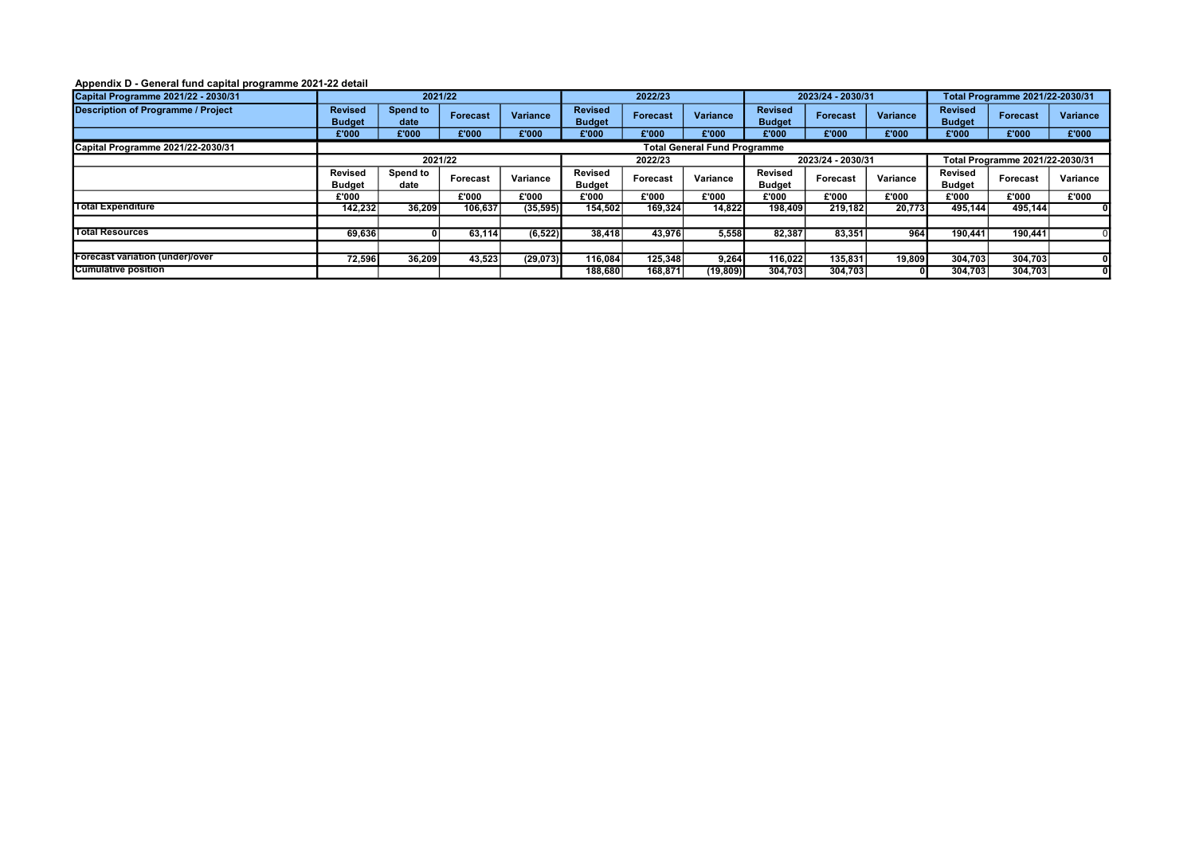**Appendix D - General fund capital programme 2021-22 detail**

| Capital Programme 2021/22 - 2030/31 | 2021/22 | | | | 2022/23 | | | 2023/24 - 2030/31 | | | Total Programme 2021/22-2030/31 | | |
|---|---|---|---|---|---|---|---|---|---|---|---|---|---|
| Description of Programme / Project | Revised Budget | Spend to date | Forecast | Variance | Revised Budget | Forecast | Variance | Revised Budget | Forecast | Variance | Revised Budget | Forecast | Variance |
| | £'000 | £'000 | £'000 | £'000 | £'000 | £'000 | £'000 | £'000 | £'000 | £'000 | £'000 | £'000 | £'000 |
| Capital Programme 2021/22-2030/31 | Total General Fund Programme | | | | | | | | | | | | |
| | 2021/22 | | | | 2022/23 | | | 2023/24 - 2030/31 | | | Total Programme 2021/22-2030/31 | | |
| | Revised Budget | Spend to date | Forecast | Variance | Revised Budget | Forecast | Variance | Revised Budget | Forecast | Variance | Revised Budget | Forecast | Variance |
| | £'000 | | £'000 | £'000 | £'000 | £'000 | £'000 | £'000 | £'000 | £'000 | £'000 | £'000 | £'000 |
| Total Expenditure | 142,232 | 36,209 | 106,637 | (35,595) | 154,502 | 169,324 | 14,822 | 198,409 | 219,182 | 20,773 | 495,144 | 495,144 | 0 |
| | | | | | | | | | | | | | |
| Total Resources | 69,636 | 0 | 63,114 | (6,522) | 38,418 | 43,976 | 5,558 | 82,387 | 83,351 | 964 | 190,441 | 190,441 | 0 |
| | | | | | | | | | | | | | |
| Forecast variation (under)/over | 72,596 | 36,209 | 43,523 | (29,073) | 116,084 | 125,348 | 9,264 | 116,022 | 135,831 | 19,809 | 304,703 | 304,703 | 0 |
| Cumulative position | | | | | 188,680 | 168,871 | (19,809) | 304,703 | 304,703 | 0 | 304,703 | 304,703 | 0 |